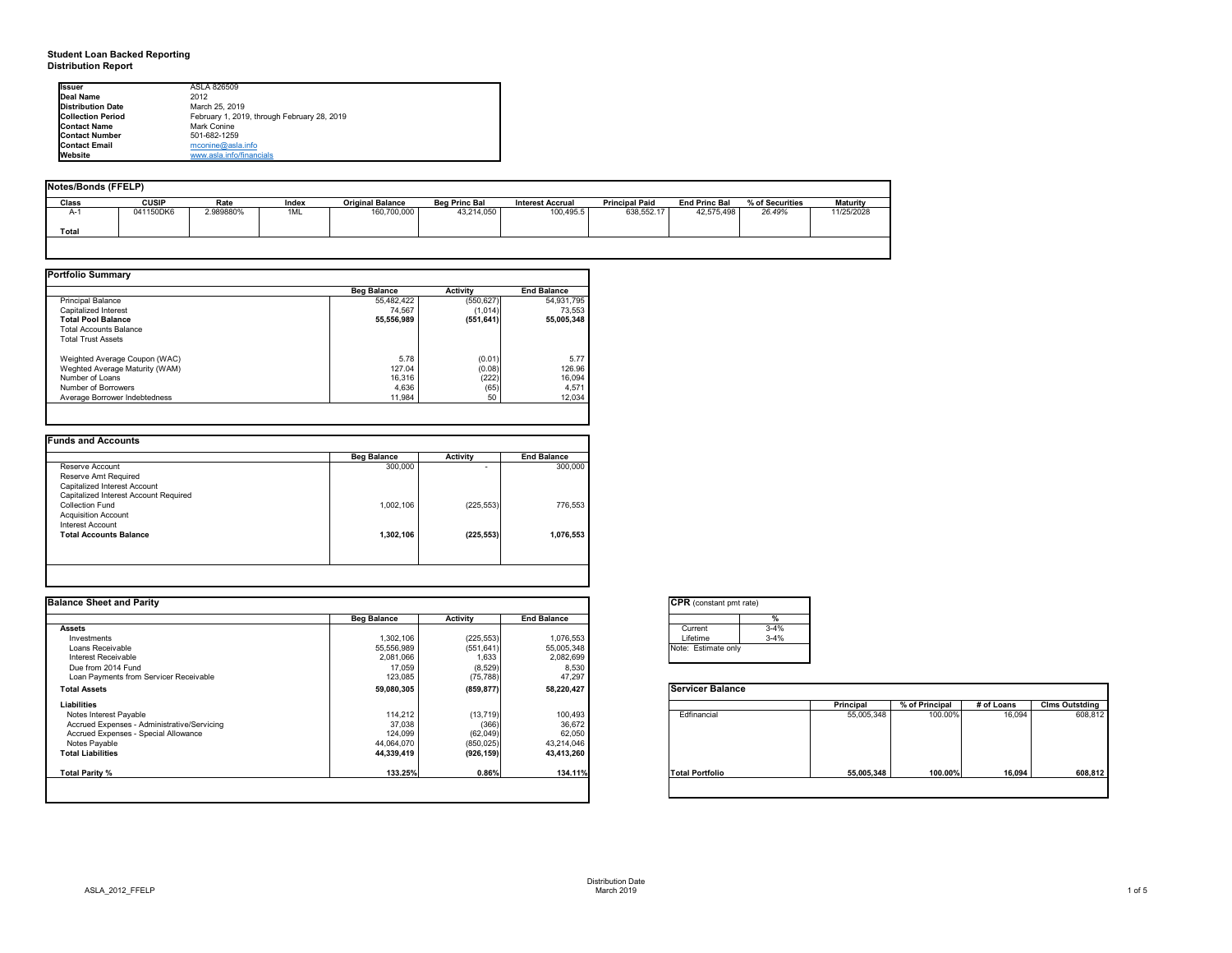# Student Loan Backed Reporting
## Distribution Report

| | |
|---|---|
| **Issuer** | ASLA 826509 |
| **Deal Name** | 2012 |
| **Distribution Date** | March 25, 2019 |
| **Collection Period** | February 1, 2019, through February 28, 2019 |
| **Contact Name** | Mark Conine |
| **Contact Number** | 501-682-1259 |
| **Contact Email** | mconine@asla.info |
| **Website** | www.asla.info/financials |

### Notes/Bonds (FFELP)

| Class | CUSIP | Rate | Index | Original Balance | Beg Princ Bal | Interest Accrual | Principal Paid | End Princ Bal | % of Securities | Maturity |
|---|---|---|---|---|---|---|---|---|---|---|
| A-1 | 041150DK6 | 2.989880% | 1ML | 160,700,000 | 43,214,050 | 100,495.5 | 638,552.17 | 42,575,498 | *26.49%* | 11/25/2028 |
| **Total** | | | | | | | | | | |

### Portfolio Summary

| | Beg Balance | Activity | End Balance |
|---|---|---|---|
| Principal Balance | 55,482,422 | (550,627) | 54,931,795 |
| Capitalized Interest | 74,567 | (1,014) | 73,553 |
| **Total Pool Balance** | **55,556,989** | **(551,641)** | **55,005,348** |
| Total Accounts Balance | | | |
| Total Trust Assets | | | |
| | | | |
| Weighted Average Coupon (WAC) | 5.78 | (0.01) | 5.77 |
| Weghted Average Maturity (WAM) | 127.04 | (0.08) | 126.96 |
| Number of Loans | 16,316 | (222) | 16,094 |
| Number of Borrowers | 4,636 | (65) | 4,571 |
| Average Borrower Indebtedness | 11,984 | 50 | 12,034 |

### Funds and Accounts

| | Beg Balance | Activity | End Balance |
|---|---|---|---|
| Reserve Account | 300,000 | - | 300,000 |
| Reserve Amt Required | | | |
| Capitalized Interest Account | | | |
| Capitalized Interest Account Required | | | |
| Collection Fund | 1,002,106 | (225,553) | 776,553 |
| Acquisition Account | | | |
| Interest Account | | | |
| **Total Accounts Balance** | **1,302,106** | **(225,553)** | **1,076,553** |

### Balance Sheet and Parity

| | Beg Balance | Activity | End Balance |
|---|---|---|---|
| **Assets** | | | |
| Investments | 1,302,106 | (225,553) | 1,076,553 |
| Loans Receivable | 55,556,989 | (551,641) | 55,005,348 |
| Interest Receivable | 2,081,066 | 1,633 | 2,082,699 |
| Due from 2014 Fund | 17,059 | (8,529) | 8,530 |
| Loan Payments from Servicer Receivable | 123,085 | (75,788) | 47,297 |
| **Total Assets** | **59,080,305** | **(859,877)** | **58,220,427** |
| **Liabilities** | | | |
| Notes Interest Payable | 114,212 | (13,719) | 100,493 |
| Accrued Expenses - Administrative/Servicing | 37,038 | (366) | 36,672 |
| Accrued Expenses - Special Allowance | 124,099 | (62,049) | 62,050 |
| Notes Payable | 44,064,070 | (850,025) | 43,214,046 |
| **Total Liabilities** | **44,339,419** | **(926,159)** | **43,413,260** |
| | | | |
| **Total Parity %** | **133.25%** | **0.86%** | **134.11%** |

### CPR (constant pmt rate)

| | % |
|---|---|
| Current | 3-4% |
| Lifetime | 3-4% |

Note: Estimate only

### Servicer Balance

| | Principal | % of Principal | # of Loans | Clms Outstding |
|---|---|---|---|---|
| Edfinancial | 55,005,348 | 100.00% | 16,094 | 608,812 |
| **Total Portfolio** | **55,005,348** | **100.00%** | **16,094** | **608,812** |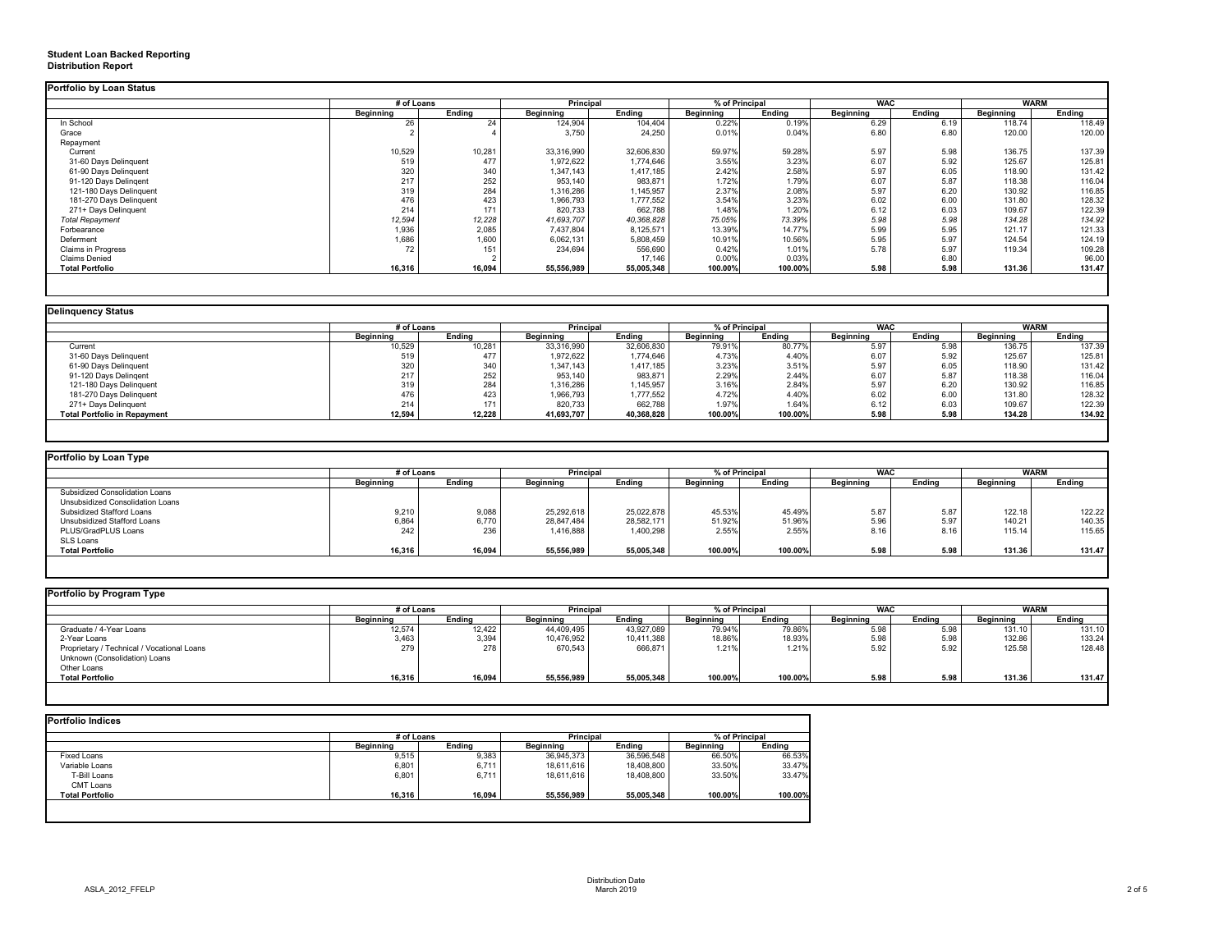**Student Loan Backed Reporting**
**Distribution Report**

**Portfolio by Loan Status**

| | # of Loans | | Principal | | % of Principal | | WAC | | WARM | |
|---|---|---|---|---|---|---|---|---|---|---|
| | Beginning | Ending | Beginning | Ending | Beginning | Ending | Beginning | Ending | Beginning | Ending |
| In School | 26 | 24 | 124,904 | 104,404 | 0.22% | 0.19% | 6.29 | 6.19 | 118.74 | 118.49 |
| Grace | 2 | 4 | 3,750 | 24,250 | 0.01% | 0.04% | 6.80 | 6.80 | 120.00 | 120.00 |
| Repayment | | | | | | | | | | |
| Current | 10,529 | 10,281 | 33,316,990 | 32,606,830 | 59.97% | 59.28% | 5.97 | 5.98 | 136.75 | 137.39 |
| 31-60 Days Delinquent | 519 | 477 | 1,972,622 | 1,774,646 | 3.55% | 3.23% | 6.07 | 5.92 | 125.67 | 125.81 |
| 61-90 Days Delinquent | 320 | 340 | 1,347,143 | 1,417,185 | 2.42% | 2.58% | 5.97 | 6.05 | 118.90 | 131.42 |
| 91-120 Days Delingent | 217 | 252 | 953,140 | 983,871 | 1.72% | 1.79% | 6.07 | 5.87 | 118.38 | 116.04 |
| 121-180 Days Delinquent | 319 | 284 | 1,316,286 | 1,145,957 | 2.37% | 2.08% | 5.97 | 6.20 | 130.92 | 116.85 |
| 181-270 Days Delinquent | 476 | 423 | 1,966,793 | 1,777,552 | 3.54% | 3.23% | 6.02 | 6.00 | 131.80 | 128.32 |
| 271+ Days Delinquent | 214 | 171 | 820,733 | 662,788 | 1.48% | 1.20% | 6.12 | 6.03 | 109.67 | 122.39 |
| *Total Repayment* | *12,594* | *12,228* | *41,693,707* | *40,368,828* | *75.05%* | *73.39%* | *5.98* | *5.98* | *134.28* | *134.92* |
| Forbearance | 1,936 | 2,085 | 7,437,804 | 8,125,571 | 13.39% | 14.77% | 5.99 | 5.95 | 121.17 | 121.33 |
| Deferment | 1,686 | 1,600 | 6,062,131 | 5,808,459 | 10.91% | 10.56% | 5.95 | 5.97 | 124.54 | 124.19 |
| Claims in Progress | 72 | 151 | 234,694 | 556,690 | 0.42% | 1.01% | 5.78 | 5.97 | 119.34 | 109.28 |
| Claims Denied | | 2 | | 17,146 | 0.00% | 0.03% | | 6.80 | | 96.00 |
| **Total Portfolio** | **16,316** | **16,094** | **55,556,989** | **55,005,348** | **100.00%** | **100.00%** | **5.98** | **5.98** | **131.36** | **131.47** |

**Delinquency Status**

| | # of Loans | | Principal | | % of Principal | | WAC | | WARM | |
|---|---|---|---|---|---|---|---|---|---|---|
| | Beginning | Ending | Beginning | Ending | Beginning | Ending | Beginning | Ending | Beginning | Ending |
| Current | 10,529 | 10,281 | 33,316,990 | 32,606,830 | 79.91% | 80.77% | 5.97 | 5.98 | 136.75 | 137.39 |
| 31-60 Days Delinquent | 519 | 477 | 1,972,622 | 1,774,646 | 4.73% | 4.40% | 6.07 | 5.92 | 125.67 | 125.81 |
| 61-90 Days Delinquent | 320 | 340 | 1,347,143 | 1,417,185 | 3.23% | 3.51% | 5.97 | 6.05 | 118.90 | 131.42 |
| 91-120 Days Delingent | 217 | 252 | 953,140 | 983,871 | 2.29% | 2.44% | 6.07 | 5.87 | 118.38 | 116.04 |
| 121-180 Days Delinquent | 319 | 284 | 1,316,286 | 1,145,957 | 3.16% | 2.84% | 5.97 | 6.20 | 130.92 | 116.85 |
| 181-270 Days Delinquent | 476 | 423 | 1,966,793 | 1,777,552 | 4.72% | 4.40% | 6.02 | 6.00 | 131.80 | 128.32 |
| 271+ Days Delinquent | 214 | 171 | 820,733 | 662,788 | 1.97% | 1.64% | 6.12 | 6.03 | 109.67 | 122.39 |
| **Total Portfolio in Repayment** | **12,594** | **12,228** | **41,693,707** | **40,368,828** | **100.00%** | **100.00%** | **5.98** | **5.98** | **134.28** | **134.92** |

**Portfolio by Loan Type**

| | # of Loans | | Principal | | % of Principal | | WAC | | WARM | |
|---|---|---|---|---|---|---|---|---|---|---|
| | Beginning | Ending | Beginning | Ending | Beginning | Ending | Beginning | Ending | Beginning | Ending |
| Subsidized Consolidation Loans | | | | | | | | | | |
| Unsubsidized Consolidation Loans | | | | | | | | | | |
| Subsidized Stafford Loans | 9,210 | 9,088 | 25,292,618 | 25,022,878 | 45.53% | 45.49% | 5.87 | 5.87 | 122.18 | 122.22 |
| Unsubsidized Stafford Loans | 6,864 | 6,770 | 28,847,484 | 28,582,171 | 51.92% | 51.96% | 5.96 | 5.97 | 140.21 | 140.35 |
| PLUS/GradPLUS Loans | 242 | 236 | 1,416,888 | 1,400,298 | 2.55% | 2.55% | 8.16 | 8.16 | 115.14 | 115.65 |
| SLS Loans | | | | | | | | | | |
| **Total Portfolio** | **16,316** | **16,094** | **55,556,989** | **55,005,348** | **100.00%** | **100.00%** | **5.98** | **5.98** | **131.36** | **131.47** |

**Portfolio by Program Type**

| | # of Loans | | Principal | | % of Principal | | WAC | | WARM | |
|---|---|---|---|---|---|---|---|---|---|---|
| | Beginning | Ending | Beginning | Ending | Beginning | Ending | Beginning | Ending | Beginning | Ending |
| Graduate / 4-Year Loans | 12,574 | 12,422 | 44,409,495 | 43,927,089 | 79.94% | 79.86% | 5.98 | 5.98 | 131.10 | 131.10 |
| 2-Year Loans | 3,463 | 3,394 | 10,476,952 | 10,411,388 | 18.86% | 18.93% | 5.98 | 5.98 | 132.86 | 133.24 |
| Proprietary / Technical / Vocational Loans | 279 | 278 | 670,543 | 666,871 | 1.21% | 1.21% | 5.92 | 5.92 | 125.58 | 128.48 |
| Unknown (Consolidation) Loans | | | | | | | | | | |
| Other Loans | | | | | | | | | | |
| **Total Portfolio** | **16,316** | **16,094** | **55,556,989** | **55,005,348** | **100.00%** | **100.00%** | **5.98** | **5.98** | **131.36** | **131.47** |

**Portfolio Indices**

| | # of Loans | | Principal | | % of Principal | |
|---|---|---|---|---|---|---|
| | Beginning | Ending | Beginning | Ending | Beginning | Ending |
| Fixed Loans | 9,515 | 9,383 | 36,945,373 | 36,596,548 | 66.50% | 66.53% |
| Variable Loans | 6,801 | 6,711 | 18,611,616 | 18,408,800 | 33.50% | 33.47% |
| T-Bill Loans | 6,801 | 6,711 | 18,611,616 | 18,408,800 | 33.50% | 33.47% |
| CMT Loans | | | | | | |
| **Total Portfolio** | **16,316** | **16,094** | **55,556,989** | **55,005,348** | **100.00%** | **100.00%** |

ASLA_2012_FFELP

Distribution Date
March 2019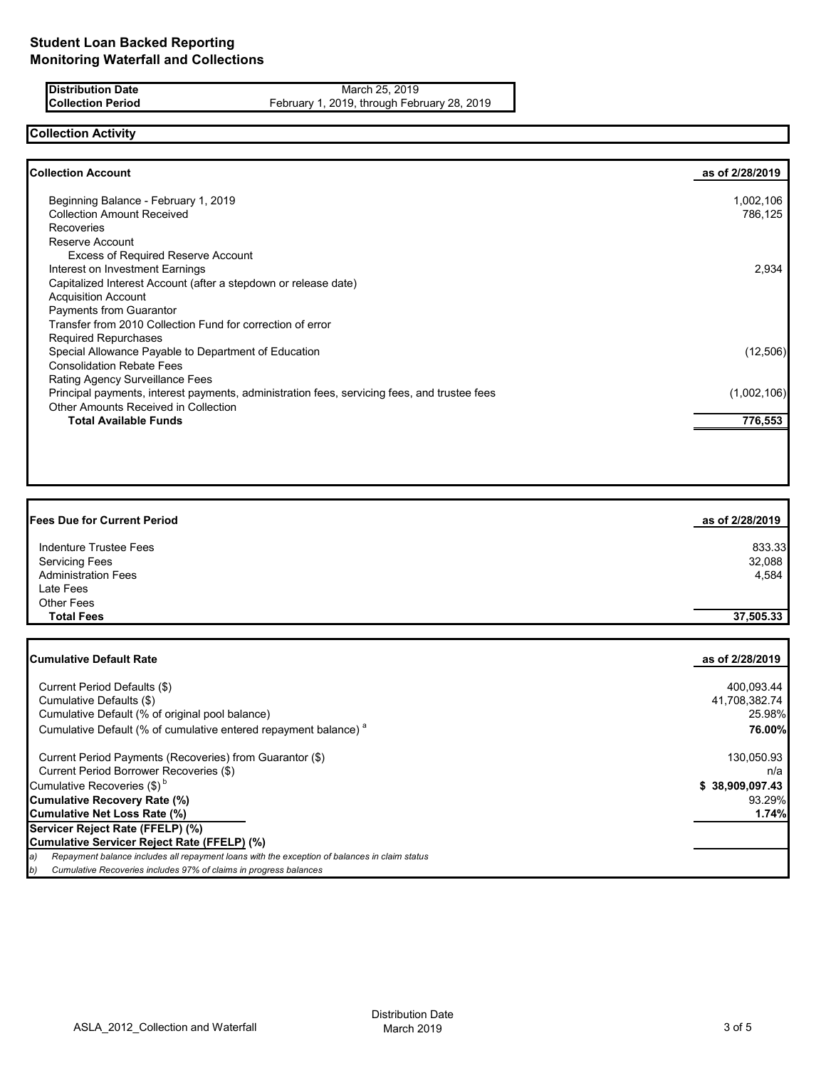# Student Loan Backed Reporting
# Monitoring Waterfall and Collections

| | |
|---|---|
| **Distribution Date** | March 25, 2019 |
| **Collection Period** | February 1, 2019, through February 28, 2019 |

## Collection Activity

| **Collection Account** | **as of 2/28/2019** |
|---|---|
| Beginning Balance - February 1, 2019 | 1,002,106 |
| Collection Amount Received | 786,125 |
| Recoveries | |
| Reserve Account | |
| Excess of Required Reserve Account | |
| Interest on Investment Earnings | 2,934 |
| Capitalized Interest Account (after a stepdown or release date) | |
| Acquisition Account | |
| Payments from Guarantor | |
| Transfer from 2010 Collection Fund for correction of error | |
| Required Repurchases | |
| Special Allowance Payable to Department of Education | (12,506) |
| Consolidation Rebate Fees | |
| Rating Agency Surveillance Fees | |
| Principal payments, interest payments, administration fees, servicing fees, and trustee fees | (1,002,106) |
| Other Amounts Received in Collection | |
| **Total Available Funds** | **776,553** |

| **Fees Due for Current Period** | **as of 2/28/2019** |
|---|---|
| Indenture Trustee Fees | 833.33 |
| Servicing Fees | 32,088 |
| Administration Fees | 4,584 |
| Late Fees | |
| Other Fees | |
| **Total Fees** | **37,505.33** |

| **Cumulative Default Rate** | **as of 2/28/2019** |
|---|---|
| Current Period Defaults ($) | 400,093.44 |
| Cumulative Defaults ($) | 41,708,382.74 |
| Cumulative Default (% of original pool balance) | 25.98% |
| Cumulative Default (% of cumulative entered repayment balance) [a] | **76.00%** |
| Current Period Payments (Recoveries) from Guarantor ($) | 130,050.93 |
| Current Period Borrower Recoveries ($) | n/a |
| Cumulative Recoveries ($) [b] | **$ 38,909,097.43** |
| **Cumulative Recovery Rate (%)** | 93.29% |
| **Cumulative Net Loss Rate (%)** | **1.74%** |
| **Servicer Reject Rate (FFELP) (%)** | |
| **Cumulative Servicer Reject Rate (FFELP) (%)** | |

*a) Repayment balance includes all repayment loans with the exception of balances in claim status*

*b) Cumulative Recoveries includes 97% of claims in progress balances*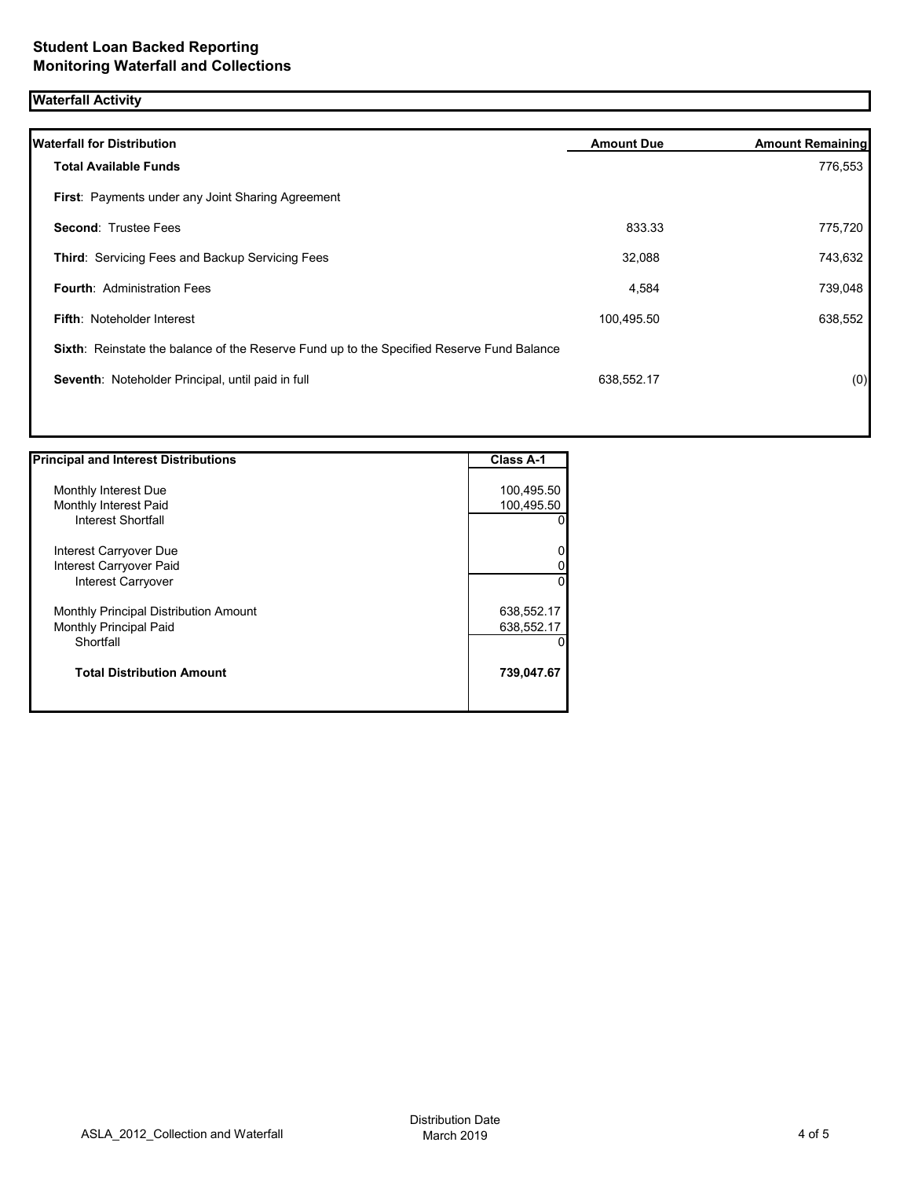# Student Loan Backed Reporting
# Monitoring Waterfall and Collections

## Waterfall Activity

| Waterfall for Distribution | Amount Due | Amount Remaining |
|---|---|---|
| **Total Available Funds** | | 776,553 |
| **First**: Payments under any Joint Sharing Agreement | | |
| **Second**: Trustee Fees | 833.33 | 775,720 |
| **Third**: Servicing Fees and Backup Servicing Fees | 32,088 | 743,632 |
| **Fourth**: Administration Fees | 4,584 | 739,048 |
| **Fifth**: Noteholder Interest | 100,495.50 | 638,552 |
| **Sixth**: Reinstate the balance of the Reserve Fund up to the Specified Reserve Fund Balance | | |
| **Seventh**: Noteholder Principal, until paid in full | 638,552.17 | (0) |

| Principal and Interest Distributions | Class A-1 |
|---|---|
| Monthly Interest Due | 100,495.50 |
| Monthly Interest Paid | 100,495.50 |
| Interest Shortfall | 0 |
| Interest Carryover Due | 0 |
| Interest Carryover Paid | 0 |
| Interest Carryover | 0 |
| Monthly Principal Distribution Amount | 638,552.17 |
| Monthly Principal Paid | 638,552.17 |
| Shortfall | 0 |
| **Total Distribution Amount** | **739,047.67** |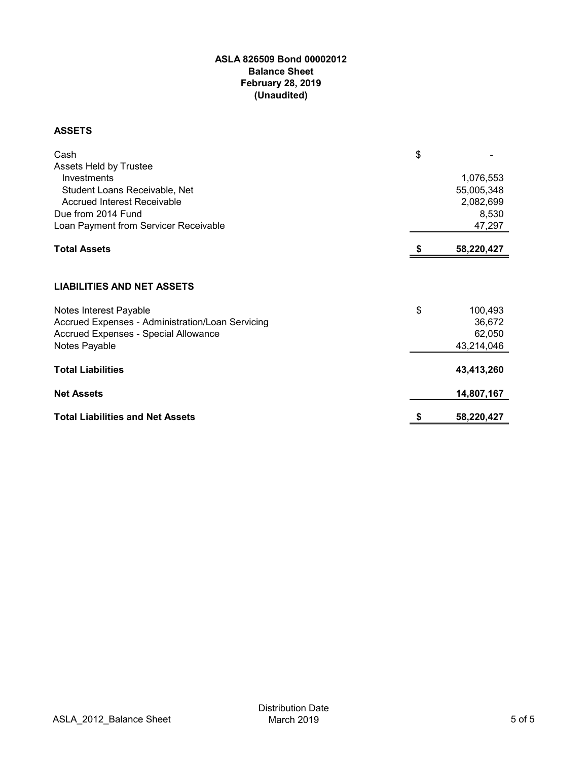**ASLA 826509 Bond 00002012**
**Balance Sheet**
**February 28, 2019**
**(Unaudited)**

**ASSETS**

| | | |
|---|---|---|
| Cash | $ | - |
| Assets Held by Trustee | | |
| Investments | | 1,076,553 |
| Student Loans Receivable, Net | | 55,005,348 |
| Accrued Interest Receivable | | 2,082,699 |
| Due from 2014 Fund | | 8,530 |
| Loan Payment from Servicer Receivable | | 47,297 |
| **Total Assets** | **$** | **58,220,427** |

**LIABILITIES AND NET ASSETS**

| | | |
|---|---|---|
| Notes Interest Payable | $ | 100,493 |
| Accrued Expenses - Administration/Loan Servicing | | 36,672 |
| Accrued Expenses - Special Allowance | | 62,050 |
| Notes Payable | | 43,214,046 |
| **Total Liabilities** | | **43,413,260** |
| **Net Assets** | | **14,807,167** |
| **Total Liabilities and Net Assets** | **$** | **58,220,427** |

ASLA_2012_Balance Sheet

Distribution Date
March 2019